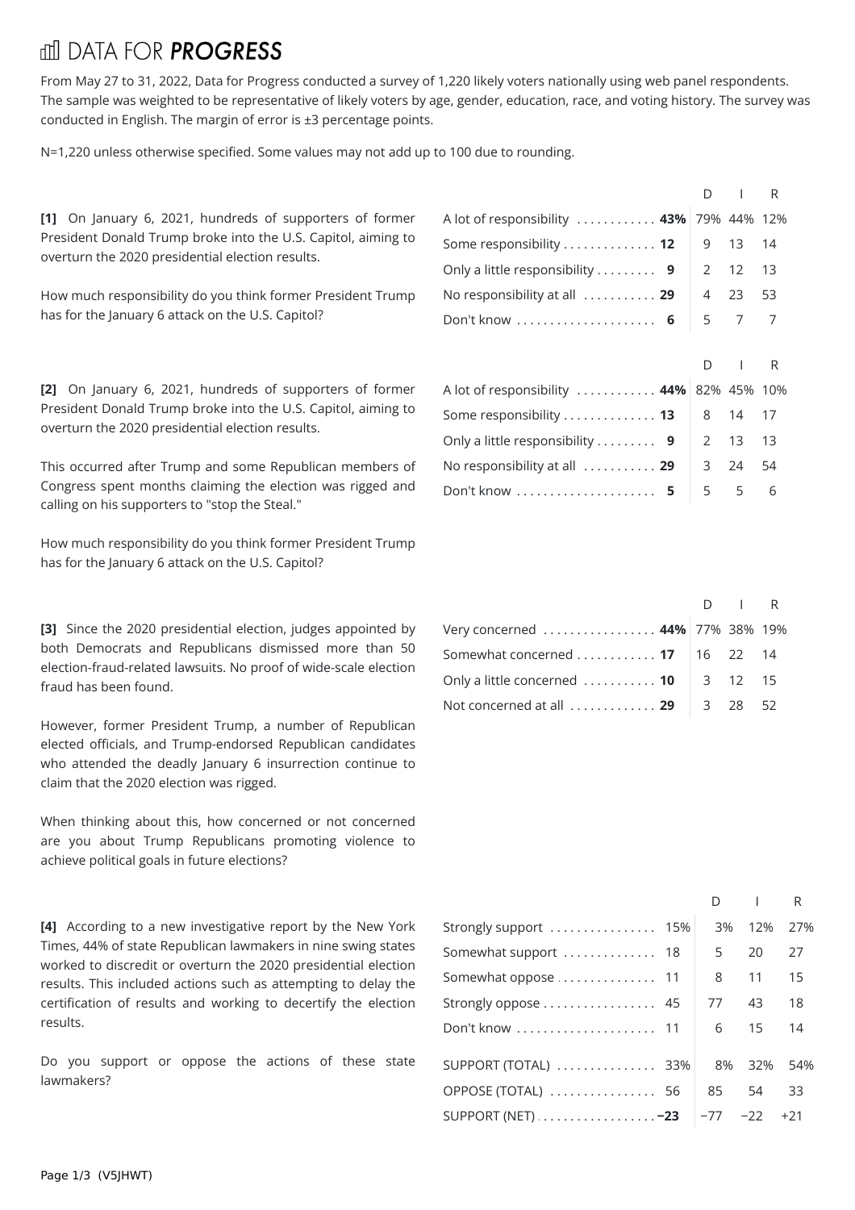# DATA FOR ***PROGRESS***

From May 27 to 31, 2022, Data for Progress conducted a survey of 1,220 likely voters nationally using web panel respondents. The sample was weighted to be representative of likely voters by age, gender, education, race, and voting history. The survey was conducted in English. The margin of error is ±3 percentage points.

N=1,220 unless otherwise specified. Some values may not add up to 100 due to rounding.

**[1]** On January 6, 2021, hundreds of supporters of former President Donald Trump broke into the U.S. Capitol, aiming to overturn the 2020 presidential election results.

How much responsibility do you think former President Trump has for the January 6 attack on the U.S. Capitol?

| | | D | I | R |
|---|---|---|---|---|
| A lot of responsibility | **43%** | 79% | 44% | 12% |
| Some responsibility | **12** | 9 | 13 | 14 |
| Only a little responsibility | **9** | 2 | 12 | 13 |
| No responsibility at all | **29** | 4 | 23 | 53 |
| Don't know | **6** | 5 | 7 | 7 |

**[2]** On January 6, 2021, hundreds of supporters of former President Donald Trump broke into the U.S. Capitol, aiming to overturn the 2020 presidential election results.

This occurred after Trump and some Republican members of Congress spent months claiming the election was rigged and calling on his supporters to "stop the Steal."

How much responsibility do you think former President Trump has for the January 6 attack on the U.S. Capitol?

| | | D | I | R |
|---|---|---|---|---|
| A lot of responsibility | **44%** | 82% | 45% | 10% |
| Some responsibility | **13** | 8 | 14 | 17 |
| Only a little responsibility | **9** | 2 | 13 | 13 |
| No responsibility at all | **29** | 3 | 24 | 54 |
| Don't know | **5** | 5 | 5 | 6 |

**[3]** Since the 2020 presidential election, judges appointed by both Democrats and Republicans dismissed more than 50 election-fraud-related lawsuits. No proof of wide-scale election fraud has been found.

However, former President Trump, a number of Republican elected officials, and Trump-endorsed Republican candidates who attended the deadly January 6 insurrection continue to claim that the 2020 election was rigged.

When thinking about this, how concerned or not concerned are you about Trump Republicans promoting violence to achieve political goals in future elections?

| | | D | I | R |
|---|---|---|---|---|
| Very concerned | **44%** | 77% | 38% | 19% |
| Somewhat concerned | **17** | 16 | 22 | 14 |
| Only a little concerned | **10** | 3 | 12 | 15 |
| Not concerned at all | **29** | 3 | 28 | 52 |

**[4]** According to a new investigative report by the New York Times, 44% of state Republican lawmakers in nine swing states worked to discredit or overturn the 2020 presidential election results. This included actions such as attempting to delay the certification of results and working to decertify the election results.

Do you support or oppose the actions of these state lawmakers?

| | | D | I | R |
|---|---|---|---|---|
| Strongly support | 15% | 3% | 12% | 27% |
| Somewhat support | 18 | 5 | 20 | 27 |
| Somewhat oppose | 11 | 8 | 11 | 15 |
| Strongly oppose | 45 | 77 | 43 | 18 |
| Don't know | 11 | 6 | 15 | 14 |
| SUPPORT (TOTAL) | 33% | 8% | 32% | 54% |
| OPPOSE (TOTAL) | 56 | 85 | 54 | 33 |
| SUPPORT (NET) | **−23** | −77 | −22 | +21 |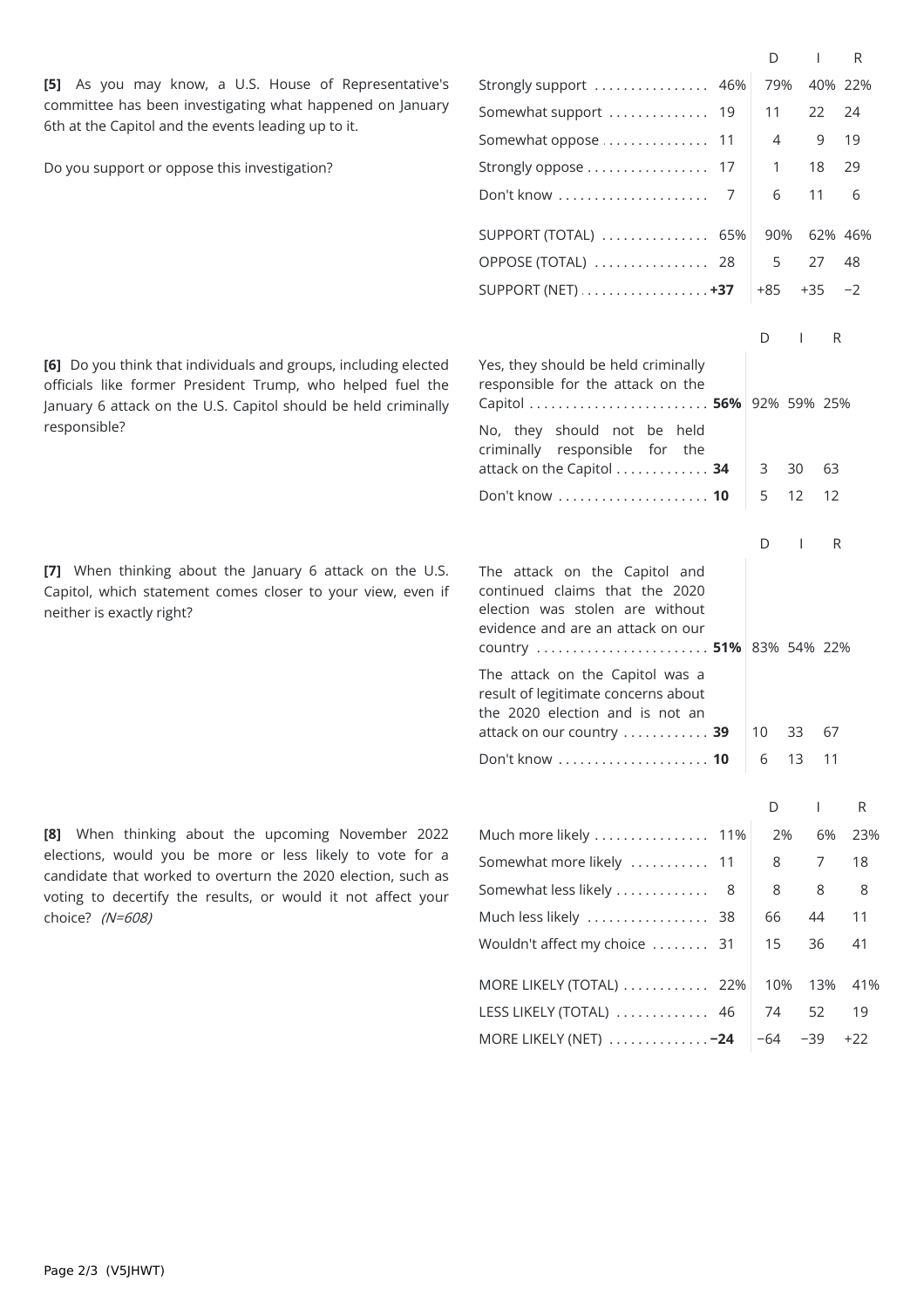**[5]** As you may know, a U.S. House of Representative's committee has been investigating what happened on January 6th at the Capitol and the events leading up to it.

Do you support or oppose this investigation?

| | | D | I | R |
|---|---|---|---|---|
| Strongly support | 46% | 79% | 40% | 22% |
| Somewhat support | 19 | 11 | 22 | 24 |
| Somewhat oppose | 11 | 4 | 9 | 19 |
| Strongly oppose | 17 | 1 | 18 | 29 |
| Don't know | 7 | 6 | 11 | 6 |
| SUPPORT (TOTAL) | 65% | 90% | 62% | 46% |
| OPPOSE (TOTAL) | 28 | 5 | 27 | 48 |
| SUPPORT (NET) | **+37** | +85 | +35 | −2 |

**[6]** Do you think that individuals and groups, including elected officials like former President Trump, who helped fuel the January 6 attack on the U.S. Capitol should be held criminally responsible?

| | | D | I | R |
|---|---|---|---|---|
| Yes, they should be held criminally responsible for the attack on the Capitol | **56%** | 92% | 59% | 25% |
| No, they should not be held criminally responsible for the attack on the Capitol | **34** | 3 | 30 | 63 |
| Don't know | **10** | 5 | 12 | 12 |

**[7]** When thinking about the January 6 attack on the U.S. Capitol, which statement comes closer to your view, even if neither is exactly right?

| | | D | I | R |
|---|---|---|---|---|
| The attack on the Capitol and continued claims that the 2020 election was stolen are without evidence and are an attack on our country | **51%** | 83% | 54% | 22% |
| The attack on the Capitol was a result of legitimate concerns about the 2020 election and is not an attack on our country | **39** | 10 | 33 | 67 |
| Don't know | **10** | 6 | 13 | 11 |

**[8]** When thinking about the upcoming November 2022 elections, would you be more or less likely to vote for a candidate that worked to overturn the 2020 election, such as voting to decertify the results, or would it not affect your choice? *(N=608)*

| | | D | I | R |
|---|---|---|---|---|
| Much more likely | 11% | 2% | 6% | 23% |
| Somewhat more likely | 11 | 8 | 7 | 18 |
| Somewhat less likely | 8 | 8 | 8 | 8 |
| Much less likely | 38 | 66 | 44 | 11 |
| Wouldn't affect my choice | 31 | 15 | 36 | 41 |
| MORE LIKELY (TOTAL) | 22% | 10% | 13% | 41% |
| LESS LIKELY (TOTAL) | 46 | 74 | 52 | 19 |
| MORE LIKELY (NET) | **−24** | −64 | −39 | +22 |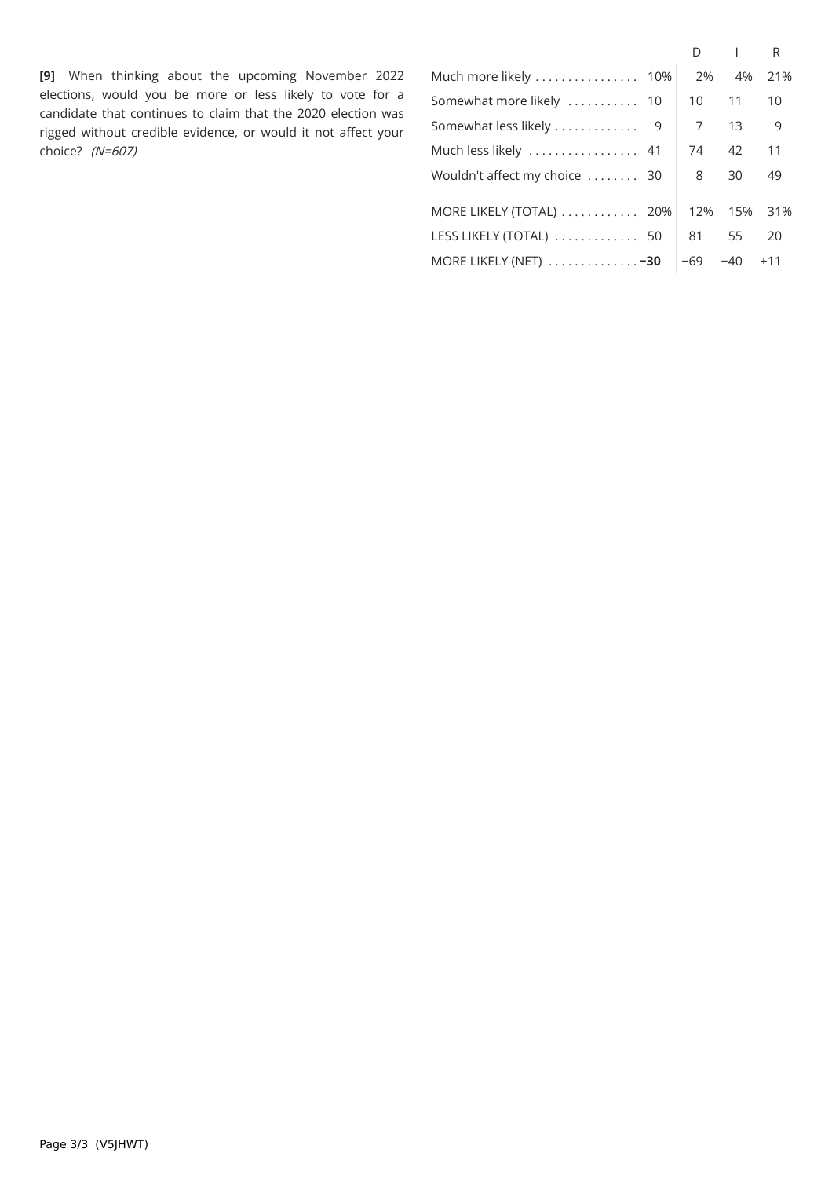**[9]** When thinking about the upcoming November 2022 elections, would you be more or less likely to vote for a candidate that continues to claim that the 2020 election was rigged without credible evidence, or would it not affect your choice? *(N=607)*

| | | D | I | R |
|---|---|---|---|---|
| Much more likely | 10% | 2% | 4% | 21% |
| Somewhat more likely | 10 | 10 | 11 | 10 |
| Somewhat less likely | 9 | 7 | 13 | 9 |
| Much less likely | 41 | 74 | 42 | 11 |
| Wouldn't affect my choice | 30 | 8 | 30 | 49 |
| MORE LIKELY (TOTAL) | 20% | 12% | 15% | 31% |
| LESS LIKELY (TOTAL) | 50 | 81 | 55 | 20 |
| MORE LIKELY (NET) | **−30** | −69 | −40 | +11 |